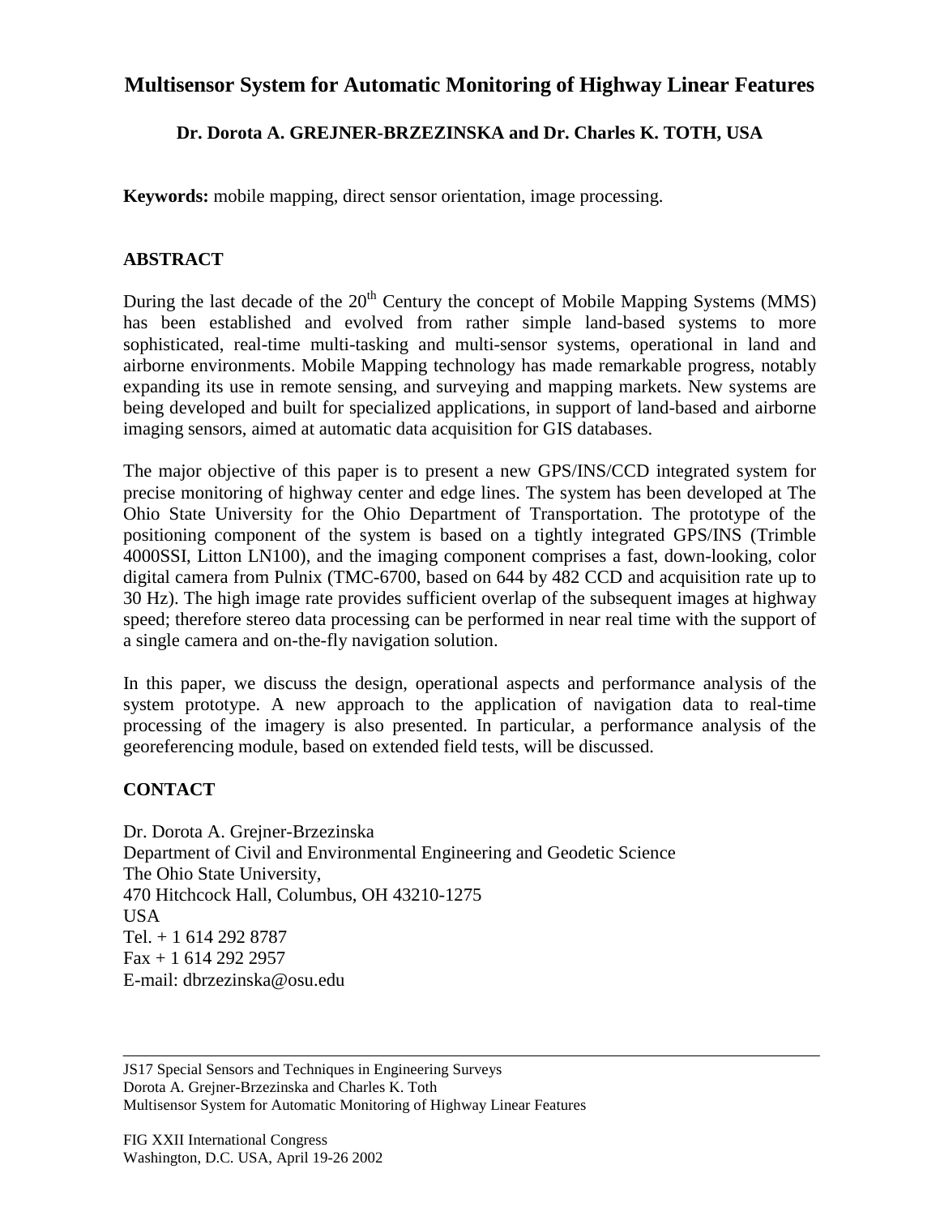# Multisensor System for Automatic Monitoring of Highway Linear Features

**Dr. Dorota A. GREJNER-BRZEZINSKA and Dr. Charles K. TOTH, USA**

**Keywords:** mobile mapping, direct sensor orientation, image processing.

## ABSTRACT

During the last decade of the 20th Century the concept of Mobile Mapping Systems (MMS) has been established and evolved from rather simple land-based systems to more sophisticated, real-time multi-tasking and multi-sensor systems, operational in land and airborne environments. Mobile Mapping technology has made remarkable progress, notably expanding its use in remote sensing, and surveying and mapping markets. New systems are being developed and built for specialized applications, in support of land-based and airborne imaging sensors, aimed at automatic data acquisition for GIS databases.

The major objective of this paper is to present a new GPS/INS/CCD integrated system for precise monitoring of highway center and edge lines. The system has been developed at The Ohio State University for the Ohio Department of Transportation. The prototype of the positioning component of the system is based on a tightly integrated GPS/INS (Trimble 4000SSI, Litton LN100), and the imaging component comprises a fast, down-looking, color digital camera from Pulnix (TMC-6700, based on 644 by 482 CCD and acquisition rate up to 30 Hz). The high image rate provides sufficient overlap of the subsequent images at highway speed; therefore stereo data processing can be performed in near real time with the support of a single camera and on-the-fly navigation solution.

In this paper, we discuss the design, operational aspects and performance analysis of the system prototype. A new approach to the application of navigation data to real-time processing of the imagery is also presented. In particular, a performance analysis of the georeferencing module, based on extended field tests, will be discussed.

## CONTACT

Dr. Dorota A. Grejner-Brzezinska
Department of Civil and Environmental Engineering and Geodetic Science
The Ohio State University,
470 Hitchcock Hall, Columbus, OH 43210-1275
USA
Tel. + 1 614 292 8787
Fax + 1 614 292 2957
E-mail: dbrzezinska@osu.edu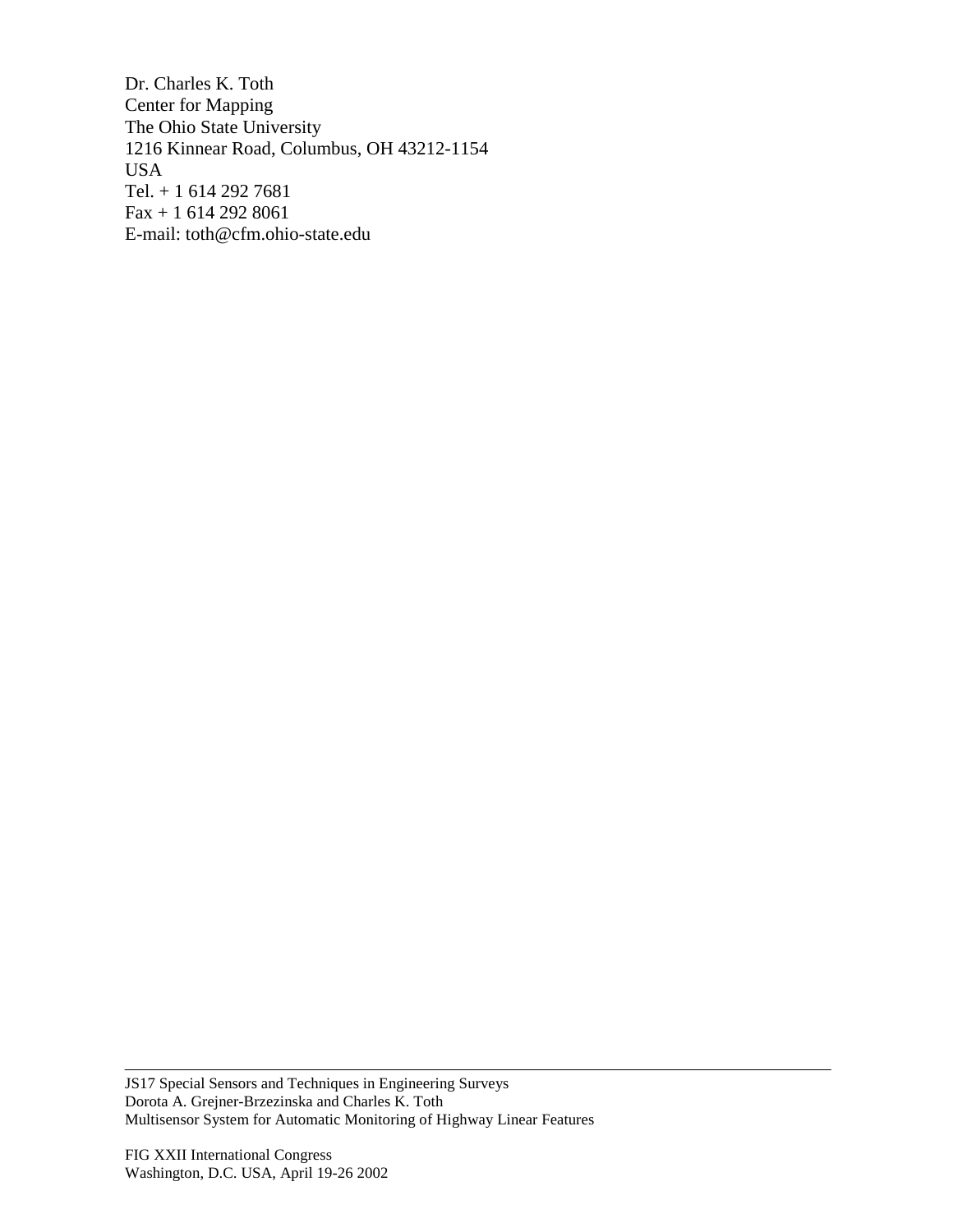Dr. Charles K. Toth  
Center for Mapping  
The Ohio State University  
1216 Kinnear Road, Columbus, OH 43212-1154  
USA  
Tel. + 1 614 292 7681  
Fax + 1 614 292 8061  
E-mail: toth@cfm.ohio-state.edu